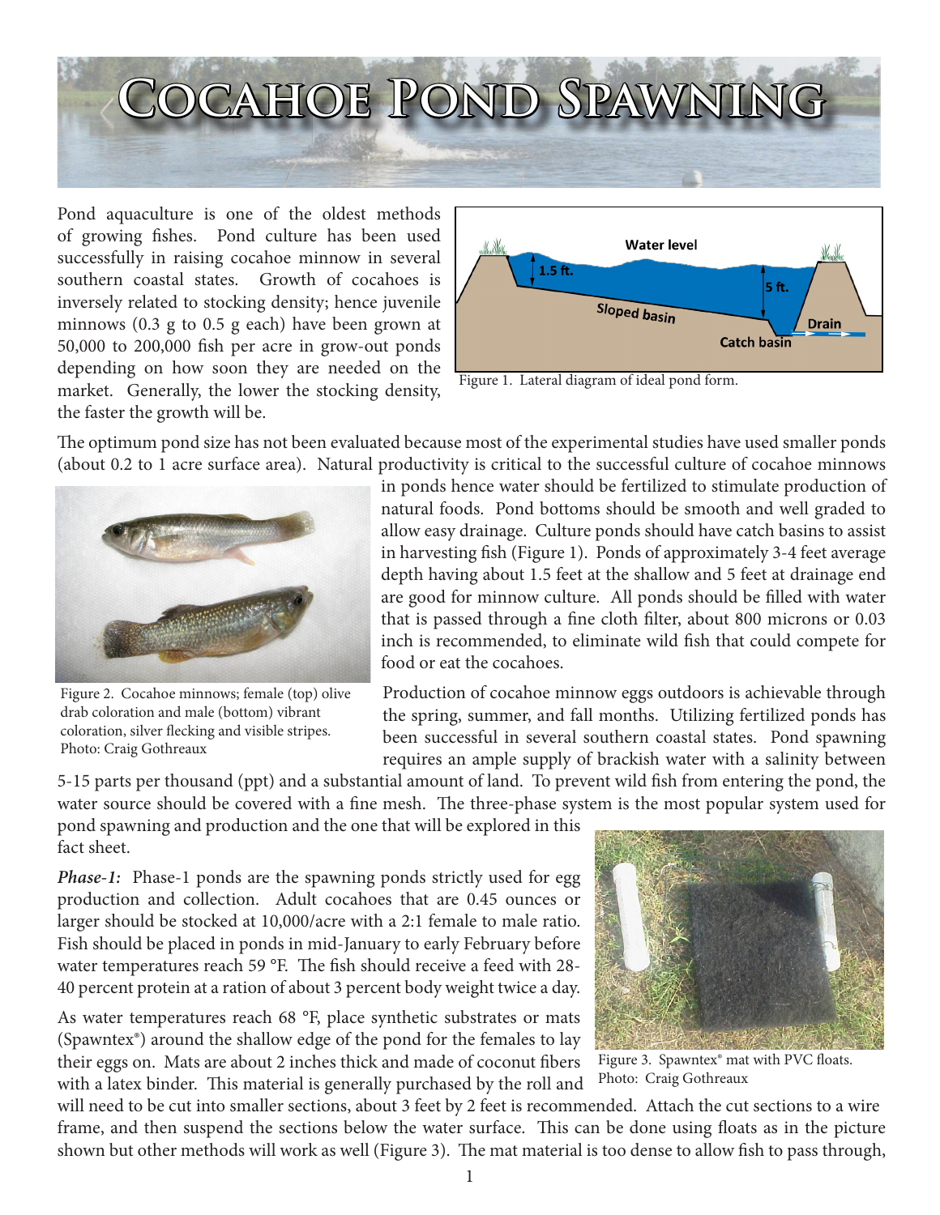# Cocahoe Pond Spawning

Pond aquaculture is one of the oldest methods of growing fishes. Pond culture has been used successfully in raising cocahoe minnow in several southern coastal states. Growth of cocahoes is inversely related to stocking density; hence juvenile minnows (0.3 g to 0.5 g each) have been grown at 50,000 to 200,000 fish per acre in grow-out ponds depending on how soon they are needed on the market. Generally, the lower the stocking density, the faster the growth will be.

Figure 1. Lateral diagram of ideal pond form.

The optimum pond size has not been evaluated because most of the experimental studies have used smaller ponds (about 0.2 to 1 acre surface area). Natural productivity is critical to the successful culture of cocahoe minnows in ponds hence water should be fertilized to stimulate production of natural foods. Pond bottoms should be smooth and well graded to allow easy drainage. Culture ponds should have catch basins to assist in harvesting fish (Figure 1). Ponds of approximately 3-4 feet average depth having about 1.5 feet at the shallow and 5 feet at drainage end are good for minnow culture. All ponds should be filled with water that is passed through a fine cloth filter, about 800 microns or 0.03 inch is recommended, to eliminate wild fish that could compete for food or eat the cocahoes.

Figure 2. Cocahoe minnows; female (top) olive drab coloration and male (bottom) vibrant coloration, silver flecking and visible stripes. Photo: Craig Gothreaux

Production of cocahoe minnow eggs outdoors is achievable through the spring, summer, and fall months. Utilizing fertilized ponds has been successful in several southern coastal states. Pond spawning requires an ample supply of brackish water with a salinity between 5-15 parts per thousand (ppt) and a substantial amount of land. To prevent wild fish from entering the pond, the water source should be covered with a fine mesh. The three-phase system is the most popular system used for pond spawning and production and the one that will be explored in this fact sheet.

***Phase-1:*** Phase-1 ponds are the spawning ponds strictly used for egg production and collection. Adult cocahoes that are 0.45 ounces or larger should be stocked at 10,000/acre with a 2:1 female to male ratio. Fish should be placed in ponds in mid-January to early February before water temperatures reach 59 °F. The fish should receive a feed with 28-40 percent protein at a ration of about 3 percent body weight twice a day.

As water temperatures reach 68 °F, place synthetic substrates or mats (Spawntex®) around the shallow edge of the pond for the females to lay their eggs on. Mats are about 2 inches thick and made of coconut fibers with a latex binder. This material is generally purchased by the roll and will need to be cut into smaller sections, about 3 feet by 2 feet is recommended. Attach the cut sections to a wire frame, and then suspend the sections below the water surface. This can be done using floats as in the picture shown but other methods will work as well (Figure 3). The mat material is too dense to allow fish to pass through,

Figure 3. Spawntex® mat with PVC floats. Photo: Craig Gothreaux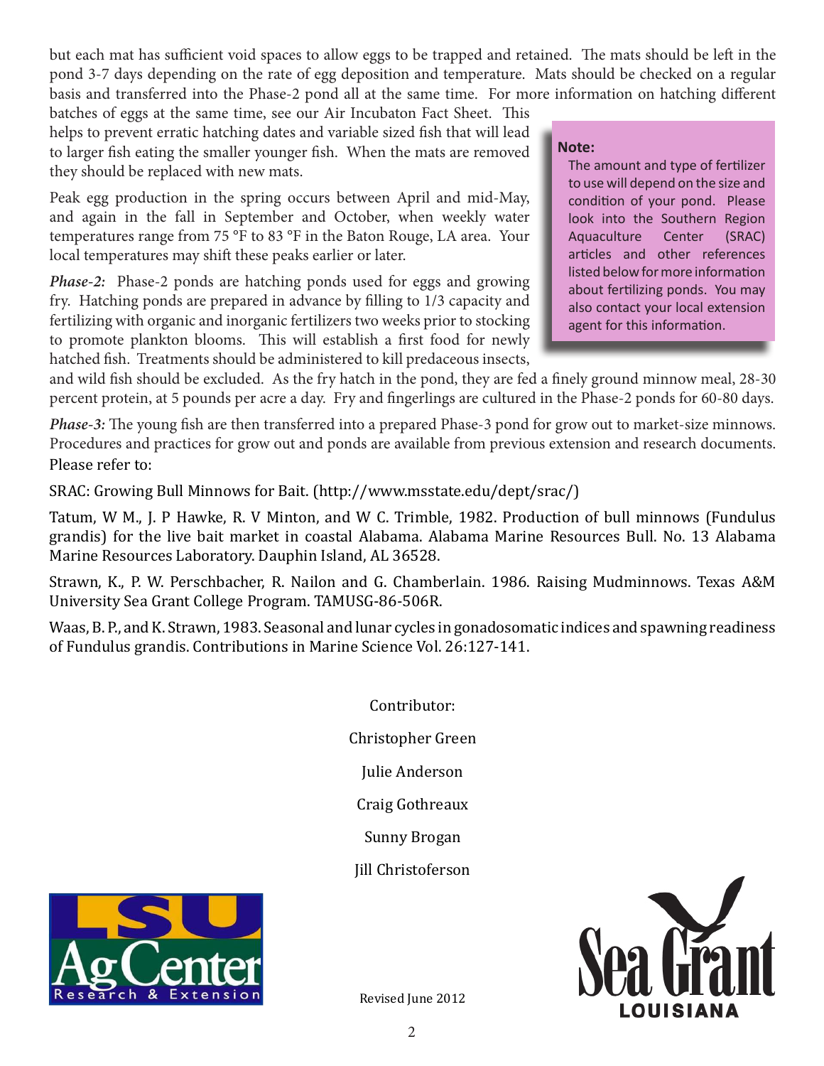but each mat has sufficient void spaces to allow eggs to be trapped and retained. The mats should be left in the pond 3-7 days depending on the rate of egg deposition and temperature. Mats should be checked on a regular basis and transferred into the Phase-2 pond all at the same time. For more information on hatching different batches of eggs at the same time, see our Air Incubaton Fact Sheet. This helps to prevent erratic hatching dates and variable sized fish that will lead to larger fish eating the smaller younger fish. When the mats are removed they should be replaced with new mats.

Peak egg production in the spring occurs between April and mid-May, and again in the fall in September and October, when weekly water temperatures range from 75 °F to 83 °F in the Baton Rouge, LA area. Your local temperatures may shift these peaks earlier or later.

***Phase-2:*** Phase-2 ponds are hatching ponds used for eggs and growing fry. Hatching ponds are prepared in advance by filling to 1/3 capacity and fertilizing with organic and inorganic fertilizers two weeks prior to stocking to promote plankton blooms. This will establish a first food for newly hatched fish. Treatments should be administered to kill predaceous insects, and wild fish should be excluded. As the fry hatch in the pond, they are fed a finely ground minnow meal, 28-30 percent protein, at 5 pounds per acre a day. Fry and fingerlings are cultured in the Phase-2 ponds for 60-80 days.

**Note:**
The amount and type of fertilizer to use will depend on the size and condition of your pond. Please look into the Southern Region Aquaculture Center (SRAC) articles and other references listed below for more information about fertilizing ponds. You may also contact your local extension agent for this information.

***Phase-3:*** The young fish are then transferred into a prepared Phase-3 pond for grow out to market-size minnows. Procedures and practices for grow out and ponds are available from previous extension and research documents. Please refer to:

SRAC: Growing Bull Minnows for Bait. (http://www.msstate.edu/dept/srac/)

Tatum, W M., J. P Hawke, R. V Minton, and W C. Trimble, 1982. Production of bull minnows (Fundulus grandis) for the live bait market in coastal Alabama. Alabama Marine Resources Bull. No. 13 Alabama Marine Resources Laboratory. Dauphin Island, AL 36528.

Strawn, K., P. W. Perschbacher, R. Nailon and G. Chamberlain. 1986. Raising Mudminnows. Texas A&M University Sea Grant College Program. TAMUSG-86-506R.

Waas, B. P., and K. Strawn, 1983. Seasonal and lunar cycles in gonadosomatic indices and spawning readiness of Fundulus grandis. Contributions in Marine Science Vol. 26:127-141.

Contributor:

Christopher Green

Julie Anderson

Craig Gothreaux

Sunny Brogan

Jill Christoferson

LSU AgCenter Research & Extension

Revised June 2012

Sea Grant LOUISIANA